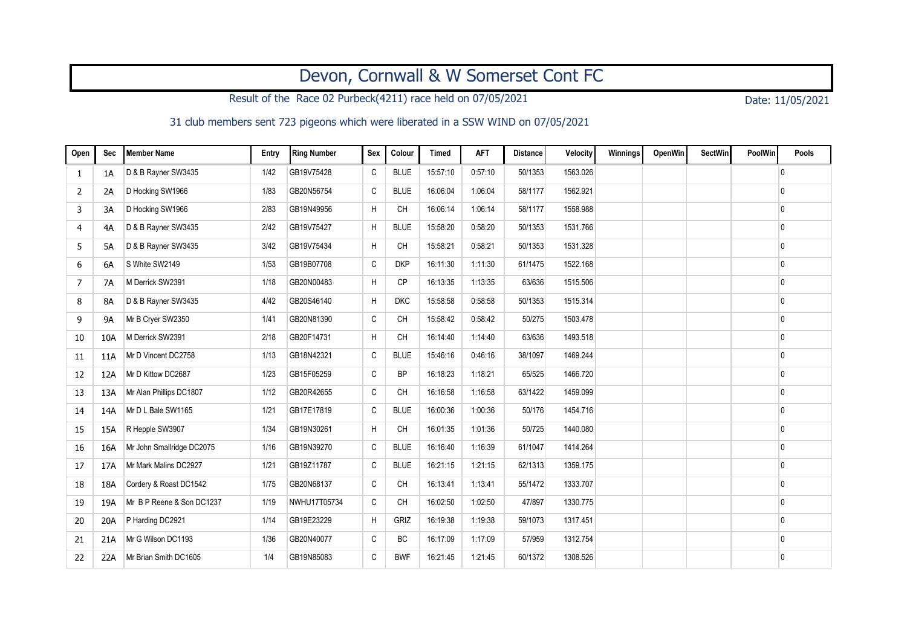# Devon, Cornwall & W Somerset Cont FC

Result of the Race 02 Purbeck(4211) race held on 07/05/2021

Date: 11/05/2021

31 club members sent 723 pigeons which were liberated in a SSW WIND on 07/05/2021

| Open | Sec | Member Name | Entry | Ring Number | Sex | Colour | Timed | AFT | Distance | Velocity | Winnings | OpenWin | SectWin | PoolWin | Pools |
|---|---|---|---|---|---|---|---|---|---|---|---|---|---|---|---|
| 1 | 1A | D & B Rayner SW3435 | 1/42 | GB19V75428 | C | BLUE | 15:57:10 | 0:57:10 | 50/1353 | 1563.026 | | | | | 0 |
| 2 | 2A | D Hocking SW1966 | 1/83 | GB20N56754 | C | BLUE | 16:06:04 | 1:06:04 | 58/1177 | 1562.921 | | | | | 0 |
| 3 | 3A | D Hocking SW1966 | 2/83 | GB19N49956 | H | CH | 16:06:14 | 1:06:14 | 58/1177 | 1558.988 | | | | | 0 |
| 4 | 4A | D & B Rayner SW3435 | 2/42 | GB19V75427 | H | BLUE | 15:58:20 | 0:58:20 | 50/1353 | 1531.766 | | | | | 0 |
| 5 | 5A | D & B Rayner SW3435 | 3/42 | GB19V75434 | H | CH | 15:58:21 | 0:58:21 | 50/1353 | 1531.328 | | | | | 0 |
| 6 | 6A | S White SW2149 | 1/53 | GB19B07708 | C | DKP | 16:11:30 | 1:11:30 | 61/1475 | 1522.168 | | | | | 0 |
| 7 | 7A | M Derrick SW2391 | 1/18 | GB20N00483 | H | CP | 16:13:35 | 1:13:35 | 63/636 | 1515.506 | | | | | 0 |
| 8 | 8A | D & B Rayner SW3435 | 4/42 | GB20S46140 | H | DKC | 15:58:58 | 0:58:58 | 50/1353 | 1515.314 | | | | | 0 |
| 9 | 9A | Mr B Cryer SW2350 | 1/41 | GB20N81390 | C | CH | 15:58:42 | 0:58:42 | 50/275 | 1503.478 | | | | | 0 |
| 10 | 10A | M Derrick SW2391 | 2/18 | GB20F14731 | H | CH | 16:14:40 | 1:14:40 | 63/636 | 1493.518 | | | | | 0 |
| 11 | 11A | Mr D Vincent DC2758 | 1/13 | GB18N42321 | C | BLUE | 15:46:16 | 0:46:16 | 38/1097 | 1469.244 | | | | | 0 |
| 12 | 12A | Mr D Kittow DC2687 | 1/23 | GB15F05259 | C | BP | 16:18:23 | 1:18:21 | 65/525 | 1466.720 | | | | | 0 |
| 13 | 13A | Mr Alan Phillips DC1807 | 1/12 | GB20R42655 | C | CH | 16:16:58 | 1:16:58 | 63/1422 | 1459.099 | | | | | 0 |
| 14 | 14A | Mr D L Bale SW1165 | 1/21 | GB17E17819 | C | BLUE | 16:00:36 | 1:00:36 | 50/176 | 1454.716 | | | | | 0 |
| 15 | 15A | R Hepple SW3907 | 1/34 | GB19N30261 | H | CH | 16:01:35 | 1:01:36 | 50/725 | 1440.080 | | | | | 0 |
| 16 | 16A | Mr John Smallridge DC2075 | 1/16 | GB19N39270 | C | BLUE | 16:16:40 | 1:16:39 | 61/1047 | 1414.264 | | | | | 0 |
| 17 | 17A | Mr Mark Malins DC2927 | 1/21 | GB19Z11787 | C | BLUE | 16:21:15 | 1:21:15 | 62/1313 | 1359.175 | | | | | 0 |
| 18 | 18A | Cordery & Roast DC1542 | 1/75 | GB20N68137 | C | CH | 16:13:41 | 1:13:41 | 55/1472 | 1333.707 | | | | | 0 |
| 19 | 19A | Mr B P Reene & Son DC1237 | 1/19 | NWHU17T05734 | C | CH | 16:02:50 | 1:02:50 | 47/897 | 1330.775 | | | | | 0 |
| 20 | 20A | P Harding DC2921 | 1/14 | GB19E23229 | H | GRIZ | 16:19:38 | 1:19:38 | 59/1073 | 1317.451 | | | | | 0 |
| 21 | 21A | Mr G Wilson DC1193 | 1/36 | GB20N40077 | C | BC | 16:17:09 | 1:17:09 | 57/959 | 1312.754 | | | | | 0 |
| 22 | 22A | Mr Brian Smith DC1605 | 1/4 | GB19N85083 | C | BWF | 16:21:45 | 1:21:45 | 60/1372 | 1308.526 | | | | | 0 |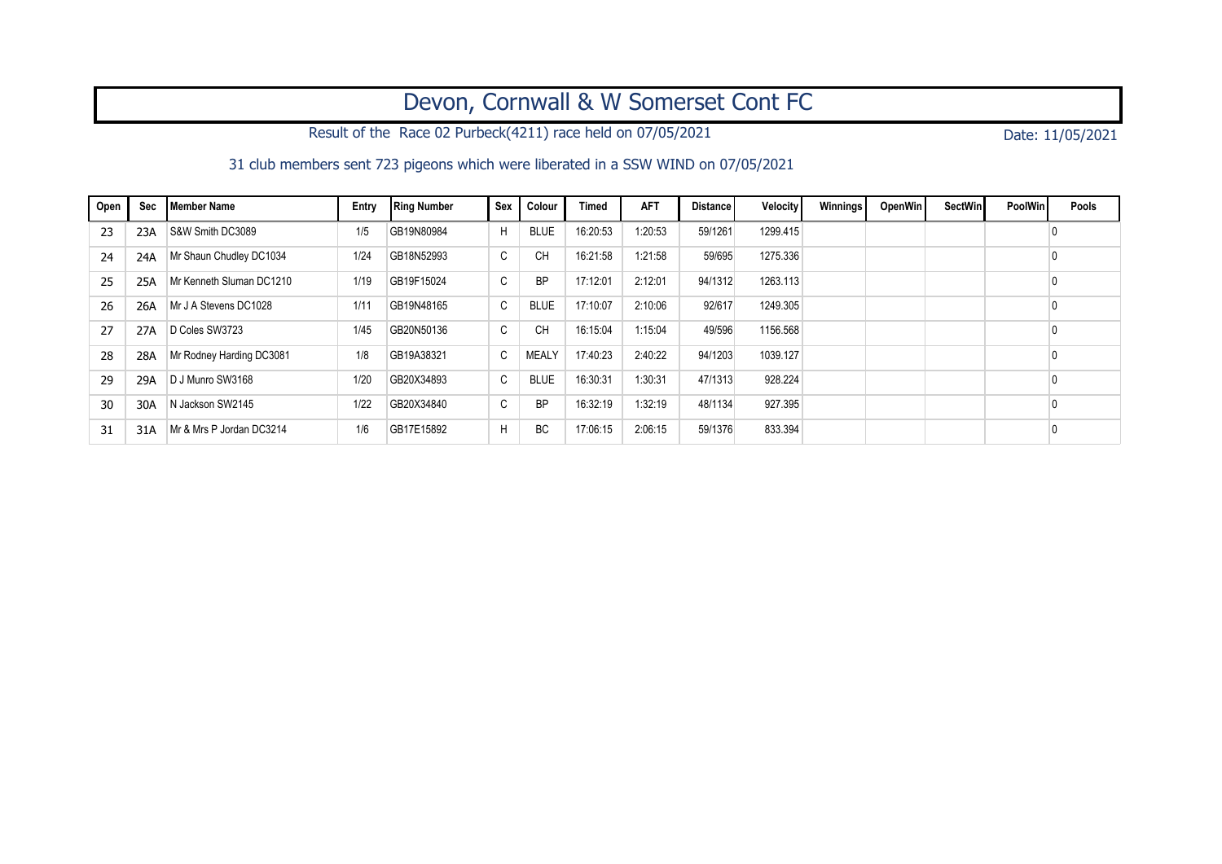# Devon, Cornwall & W Somerset Cont FC

Result of the Race 02 Purbeck(4211) race held on 07/05/2021

Date: 11/05/2021

31 club members sent 723 pigeons which were liberated in a SSW WIND on 07/05/2021

| Open | Sec | Member Name | Entry | Ring Number | Sex | Colour | Timed | AFT | Distance | Velocity | Winnings | OpenWin | SectWin | PoolWin | Pools |
|---|---|---|---|---|---|---|---|---|---|---|---|---|---|---|---|
| 23 | 23A | S&W Smith DC3089 | 1/5 | GB19N80984 | H | BLUE | 16:20:53 | 1:20:53 | 59/1261 | 1299.415 | | | | | 0 |
| 24 | 24A | Mr Shaun Chudley DC1034 | 1/24 | GB18N52993 | C | CH | 16:21:58 | 1:21:58 | 59/695 | 1275.336 | | | | | 0 |
| 25 | 25A | Mr Kenneth Sluman DC1210 | 1/19 | GB19F15024 | C | BP | 17:12:01 | 2:12:01 | 94/1312 | 1263.113 | | | | | 0 |
| 26 | 26A | Mr J A Stevens DC1028 | 1/11 | GB19N48165 | C | BLUE | 17:10:07 | 2:10:06 | 92/617 | 1249.305 | | | | | 0 |
| 27 | 27A | D Coles SW3723 | 1/45 | GB20N50136 | C | CH | 16:15:04 | 1:15:04 | 49/596 | 1156.568 | | | | | 0 |
| 28 | 28A | Mr Rodney Harding DC3081 | 1/8 | GB19A38321 | C | MEALY | 17:40:23 | 2:40:22 | 94/1203 | 1039.127 | | | | | 0 |
| 29 | 29A | D J Munro SW3168 | 1/20 | GB20X34893 | C | BLUE | 16:30:31 | 1:30:31 | 47/1313 | 928.224 | | | | | 0 |
| 30 | 30A | N Jackson SW2145 | 1/22 | GB20X34840 | C | BP | 16:32:19 | 1:32:19 | 48/1134 | 927.395 | | | | | 0 |
| 31 | 31A | Mr & Mrs P Jordan DC3214 | 1/6 | GB17E15892 | H | BC | 17:06:15 | 2:06:15 | 59/1376 | 833.394 | | | | | 0 |